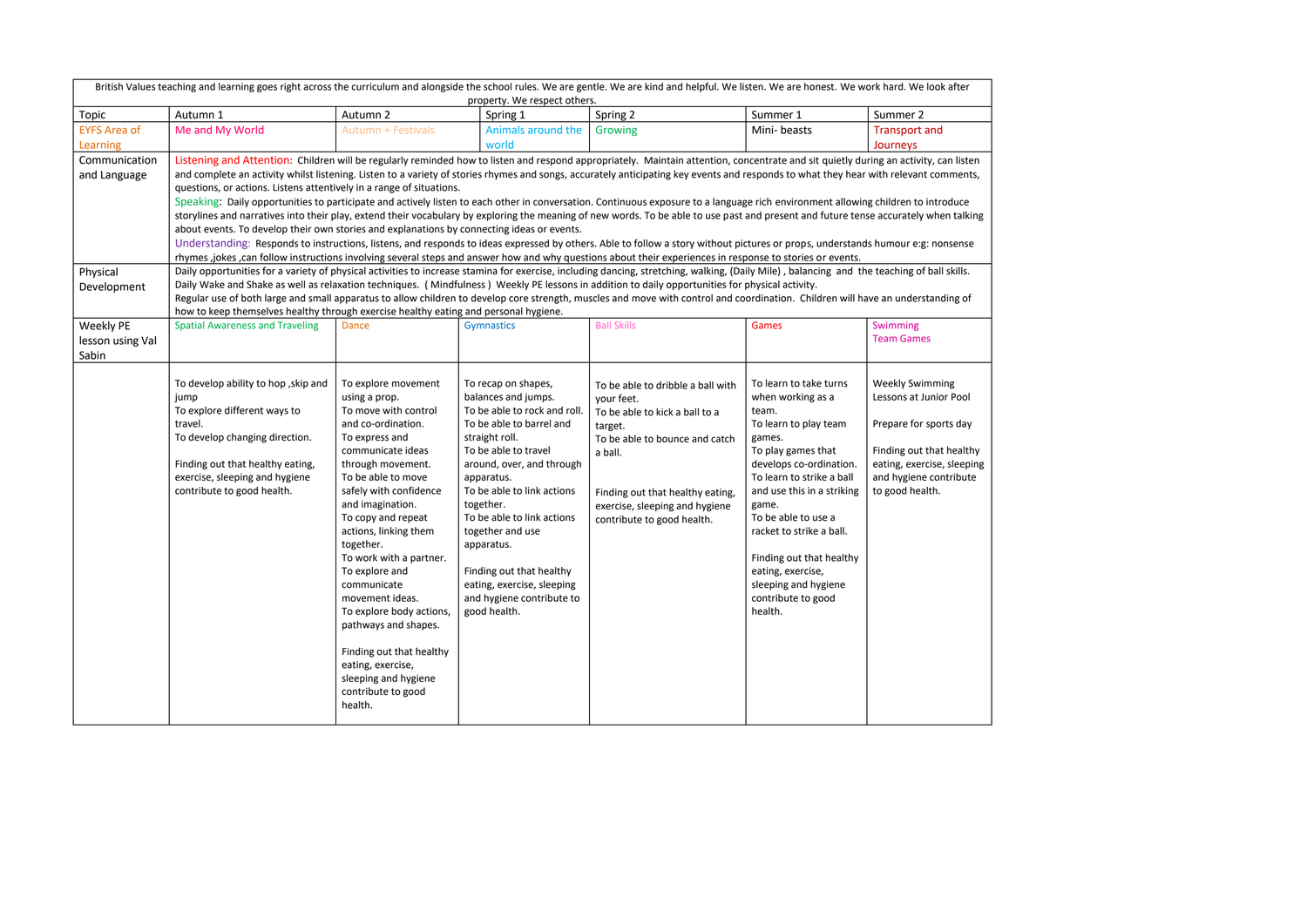British Values teaching and learning goes right across the curriculum and alongside the school rules. We are gentle. We are kind and helpful. We listen. We are honest. We work hard. We look after property. We respect others.

| Topic | Autumn 1 | Autumn 2 | Spring 1 | Spring 2 | Summer 1 | Summer 2 |
|---|---|---|---|---|---|---|
| EYFS Area of Learning | Me and My World | Autumn + Festivals | Animals around the world | Growing | Mini- beasts | Transport and Journeys |
| Communication and Language | Listening and Attention: Children will be regularly reminded how to listen and respond appropriately. Maintain attention, concentrate and sit quietly during an activity, can listen and complete an activity whilst listening. Listen to a variety of stories rhymes and songs, accurately anticipating key events and responds to what they hear with relevant comments, questions, or actions. Listens attentively in a range of situations.<br>Speaking: Daily opportunities to participate and actively listen to each other in conversation. Continuous exposure to a language rich environment allowing children to introduce storylines and narratives into their play, extend their vocabulary by exploring the meaning of new words. To be able to use past and present and future tense accurately when talking about events. To develop their own stories and explanations by connecting ideas or events.<br>Understanding: Responds to instructions, listens, and responds to ideas expressed by others. Able to follow a story without pictures or props, understands humour e:g: nonsense rhymes ,jokes ,can follow instructions involving several steps and answer how and why questions about their experiences in response to stories or events. | | | | | |
| Physical Development | Daily opportunities for a variety of physical activities to increase stamina for exercise, including dancing, stretching, walking, (Daily Mile) , balancing and the teaching of ball skills. Daily Wake and Shake as well as relaxation techniques. ( Mindfulness ) Weekly PE lessons in addition to daily opportunities for physical activity.<br>Regular use of both large and small apparatus to allow children to develop core strength, muscles and move with control and coordination. Children will have an understanding of how to keep themselves healthy through exercise healthy eating and personal hygiene. | | | | | |
| Weekly PE lesson using Val Sabin | Spatial Awareness and Traveling | Dance | Gymnastics | Ball Skills | Games | Swimming<br>Team Games |
| | To develop ability to hop ,skip and jump<br>To explore different ways to travel.<br>To develop changing direction.<br><br>Finding out that healthy eating, exercise, sleeping and hygiene contribute to good health. | To explore movement using a prop.<br>To move with control and co-ordination.<br>To express and communicate ideas through movement.<br>To be able to move safely with confidence and imagination.<br>To copy and repeat actions, linking them together.<br>To work with a partner.<br>To explore and communicate movement ideas.<br>To explore body actions, pathways and shapes.<br><br>Finding out that healthy eating, exercise, sleeping and hygiene contribute to good health. | To recap on shapes, balances and jumps.<br>To be able to rock and roll.<br>To be able to barrel and straight roll.<br>To be able to travel around, over, and through apparatus.<br>To be able to link actions together.<br>To be able to link actions together and use apparatus.<br><br>Finding out that healthy eating, exercise, sleeping and hygiene contribute to good health. | To be able to dribble a ball with your feet.<br>To be able to kick a ball to a target.<br>To be able to bounce and catch a ball.<br><br>Finding out that healthy eating, exercise, sleeping and hygiene contribute to good health. | To learn to take turns when working as a team.<br>To learn to play team games.<br>To play games that develops co-ordination.<br>To learn to strike a ball and use this in a striking game.<br>To be able to use a racket to strike a ball.<br><br>Finding out that healthy eating, exercise, sleeping and hygiene contribute to good health. | Weekly Swimming Lessons at Junior Pool<br><br>Prepare for sports day<br><br>Finding out that healthy eating, exercise, sleeping and hygiene contribute to good health. |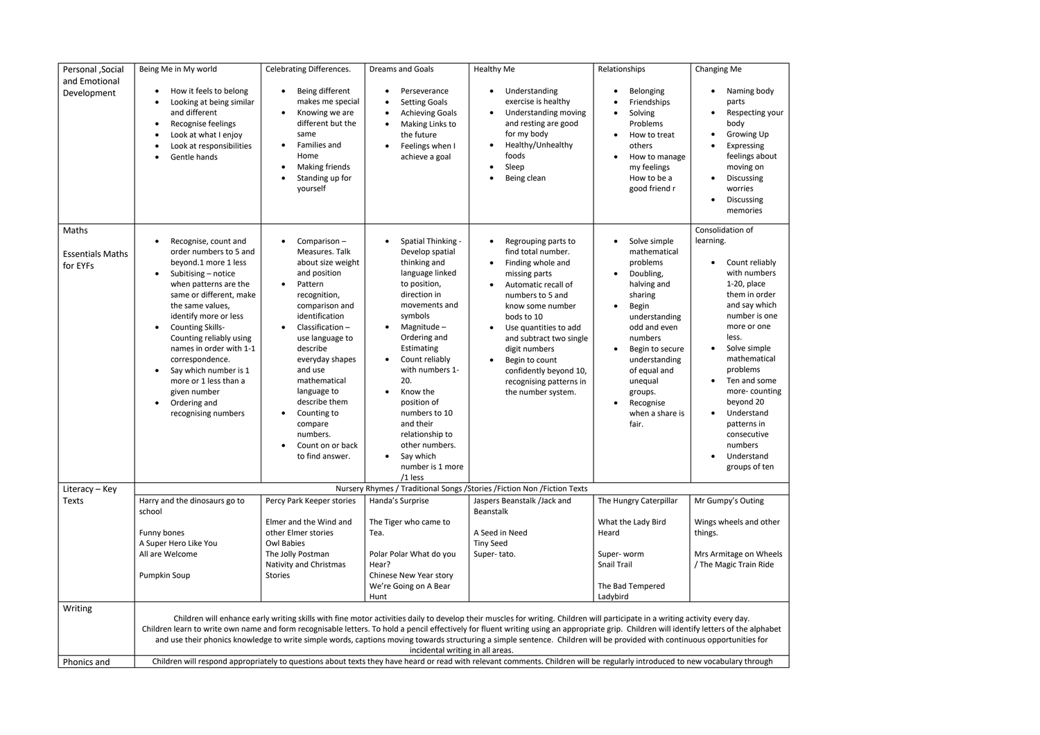| Personal ,Social and Emotional Development | Being Me in My world<br><br>• How it feels to belong<br>• Looking at being similar and different<br>• Recognise feelings<br>• Look at what I enjoy<br>• Look at responsibilities<br>• Gentle hands | Celebrating Differences.<br><br>• Being different makes me special<br>• Knowing we are different but the same<br>• Families and Home<br>• Making friends<br>• Standing up for yourself | Dreams and Goals<br><br>• Perseverance<br>• Setting Goals<br>• Achieving Goals<br>• Making Links to the future<br>• Feelings when I achieve a goal | Healthy Me<br><br>• Understanding exercise is healthy<br>• Understanding moving and resting are good for my body<br>• Healthy/Unhealthy foods<br>• Sleep<br>• Being clean | Relationships<br><br>• Belonging<br>• Friendships<br>• Solving Problems<br>• How to treat others<br>• How to manage my feelings How to be a good friend r | Changing Me<br><br>• Naming body parts<br>• Respecting your body<br>• Growing Up<br>• Expressing feelings about moving on<br>• Discussing worries<br>• Discussing memories |
|---|---|---|---|---|---|---|
| Maths<br><br>Essentials Maths for EYFs | • Recognise, count and order numbers to 5 and beyond.1 more 1 less<br>• Subitising – notice when patterns are the same or different, make the same values, identify more or less<br>• Counting Skills- Counting reliably using names in order with 1-1 correspondence.<br>• Say which number is 1 more or 1 less than a given number<br>• Ordering and recognising numbers | • Comparison – Measures. Talk about size weight and position<br>• Pattern recognition, comparison and identification<br>• Classification – use language to describe everyday shapes and use mathematical language to describe them<br>• Counting to compare numbers.<br>• Count on or back to find answer. | • Spatial Thinking - Develop spatial thinking and language linked to position, direction in movements and symbols<br>• Magnitude – Ordering and Estimating<br>• Count reliably with numbers 1-20.<br>• Know the position of numbers to 10 and their relationship to other numbers.<br>• Say which number is 1 more /1 less | • Regrouping parts to find total number.<br>• Finding whole and missing parts<br>• Automatic recall of numbers to 5 and know some number bods to 10<br>• Use quantities to add and subtract two single digit numbers<br>• Begin to count confidently beyond 10, recognising patterns in the number system. | • Solve simple mathematical problems<br>• Doubling, halving and sharing<br>• Begin understanding odd and even numbers<br>• Begin to secure understanding of equal and unequal groups.<br>• Recognise when a share is fair. | Consolidation of learning.<br><br>• Count reliably with numbers 1-20, place them in order and say which number is one more or one less.<br>• Solve simple mathematical problems<br>• Ten and some more- counting beyond 20<br>• Understand patterns in consecutive numbers<br>• Understand groups of ten |
| Literacy – Key Texts | Nursery Rhymes / Traditional Songs /Stories /Fiction Non /Fiction Texts | | | | | |
| | Harry and the dinosaurs go to school<br><br>Funny bones<br>A Super Hero Like You<br>All are Welcome<br><br>Pumpkin Soup | Percy Park Keeper stories<br><br>Elmer and the Wind and other Elmer stories<br>Owl Babies<br>The Jolly Postman<br>Nativity and Christmas Stories | Handa's Surprise<br><br>The Tiger who came to Tea.<br><br>Polar Polar What do you Hear?<br>Chinese New Year story<br>We're Going on A Bear Hunt | Jaspers Beanstalk /Jack and Beanstalk<br><br>A Seed in Need<br>Tiny Seed<br>Super- tato. | The Hungry Caterpillar<br><br>What the Lady Bird Heard<br><br>Super- worm<br>Snail Trail<br><br>The Bad Tempered Ladybird | Mr Gumpy's Outing<br><br>Wings wheels and other things.<br><br>Mrs Armitage on Wheels / The Magic Train Ride |
| Writing | Children will enhance early writing skills with fine motor activities daily to develop their muscles for writing. Children will participate in a writing activity every day. Children learn to write own name and form recognisable letters. To hold a pencil effectively for fluent writing using an appropriate grip. Children will identify letters of the alphabet and use their phonics knowledge to write simple words, captions moving towards structuring a simple sentence. Children will be provided with continuous opportunities for incidental writing in all areas. | | | | | |
| Phonics and | Children will respond appropriately to questions about texts they have heard or read with relevant comments. Children will be regularly introduced to new vocabulary through | | | | | |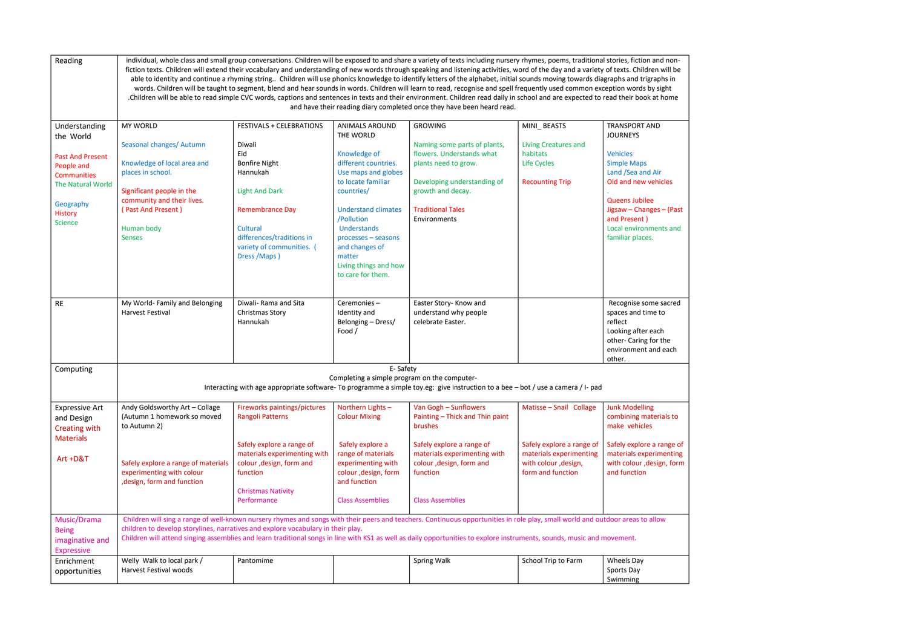| | | | | | | |
|---|---|---|---|---|---|---|
| Reading | individual, whole class and small group conversations. Children will be exposed to and share a variety of texts including nursery rhymes, poems, traditional stories, fiction and non-fiction texts. Children will extend their vocabulary and understanding of new words through speaking and listening activities, word of the day and a variety of texts. Children will be able to identity and continue a rhyming string.. Children will use phonics knowledge to identify letters of the alphabet, initial sounds moving towards diagraphs and trigraphs in words. Children will be taught to segment, blend and hear sounds in words. Children will learn to read, recognise and spell frequently used common exception words by sight .Children will be able to read simple CVC words, captions and sentences in texts and their environment. Children read daily in school and are expected to read their book at home and have their reading diary completed once they have been heard read. | | | | | |
| Understanding the World<br><br>Past And Present<br>People and Communities<br>The Natural World<br><br>Geography<br>History<br>Science | MY WORLD<br><br>Seasonal changes/ Autumn<br><br>Knowledge of local area and places in school.<br><br>Significant people in the community and their lives. ( Past And Present )<br><br>Human body<br>Senses | FESTIVALS + CELEBRATIONS<br><br>Diwali<br>Eid<br>Bonfire Night<br>Hannukah<br><br>Light And Dark<br><br>Remembrance Day<br><br>Cultural differences/traditions in variety of communities. ( Dress /Maps ) | ANIMALS AROUND THE WORLD<br><br>Knowledge of different countries. Use maps and globes to locate familiar countries/<br><br>Understand climates /Pollution<br>Understands processes – seasons and changes of matter<br>Living things and how to care for them. | GROWING<br><br>Naming some parts of plants, flowers. Understands what plants need to grow.<br><br>Developing understanding of growth and decay.<br><br>Traditional Tales<br>Environments | MINI_ BEASTS<br><br>Living Creatures and habitats<br>Life Cycles<br><br>Recounting Trip | TRANSPORT AND JOURNEYS<br><br>Vehicles<br>Simple Maps<br>Land /Sea and Air<br>Old and new vehicles<br>.<br>Queens Jubilee<br>Jigsaw – Changes – (Past and Present )<br>Local environments and familiar places. |
| RE | My World- Family and Belonging<br>Harvest Festival | Diwali- Rama and Sita<br>Christmas Story<br>Hannukah | Ceremonies – Identity and Belonging – Dress/ Food / | Easter Story- Know and understand why people celebrate Easter. | | Recognise some sacred spaces and time to reflect<br>Looking after each other- Caring for the environment and each other. |
| Computing | E- Safety<br>Completing a simple program on the computer-<br>Interacting with age appropriate software- To programme a simple toy.eg: give instruction to a bee – bot / use a camera / I- pad | | | | | |
| Expressive Art and Design<br>Creating with Materials<br><br>Art +D&T | Andy Goldsworthy Art – Collage (Autumn 1 homework so moved to Autumn 2)<br><br>Safely explore a range of materials experimenting with colour ,design, form and function | Fireworks paintings/pictures<br>Rangoli Patterns<br><br>Safely explore a range of materials experimenting with colour ,design, form and function<br><br>Christmas Nativity Performance | Northern Lights – Colour Mixing<br><br>Safely explore a range of materials experimenting with colour ,design, form and function<br><br>Class Assemblies | Van Gogh – Sunflowers Painting – Thick and Thin paint brushes<br><br>Safely explore a range of materials experimenting with colour ,design, form and function<br><br>Class Assemblies | Matisse – Snail Collage<br><br>Safely explore a range of materials experimenting with colour ,design, form and function | Junk Modelling combining materials to make vehicles<br><br>Safely explore a range of materials experimenting with colour ,design, form and function |
| Music/Drama<br>Being imaginative and Expressive | Children will sing a range of well-known nursery rhymes and songs with their peers and teachers. Continuous opportunities in role play, small world and outdoor areas to allow children to develop storylines, narratives and explore vocabulary in their play.<br>Children will attend singing assemblies and learn traditional songs in line with KS1 as well as daily opportunities to explore instruments, sounds, music and movement. | | | | | |
| Enrichment opportunities | Welly Walk to local park / Harvest Festival woods | Pantomime | | Spring Walk | School Trip to Farm | Wheels Day<br>Sports Day<br>Swimming |